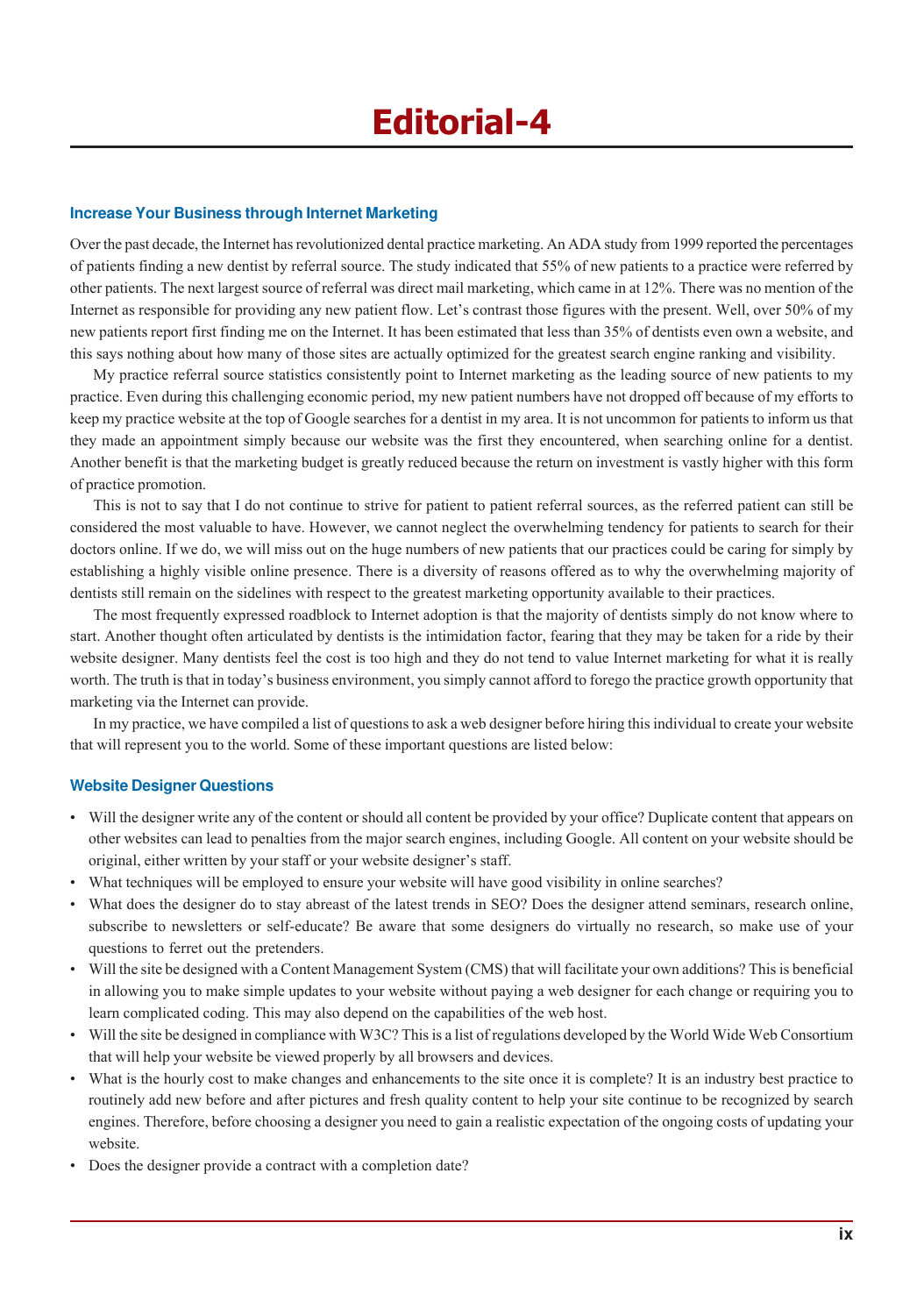# Editorial-4

## Increase Your Business through Internet Marketing

Over the past decade, the Internet has revolutionized dental practice marketing. An ADA study from 1999 reported the percentages of patients finding a new dentist by referral source. The study indicated that 55% of new patients to a practice were referred by other patients. The next largest source of referral was direct mail marketing, which came in at 12%. There was no mention of the Internet as responsible for providing any new patient flow. Let's contrast those figures with the present. Well, over 50% of my new patients report first finding me on the Internet. It has been estimated that less than 35% of dentists even own a website, and this says nothing about how many of those sites are actually optimized for the greatest search engine ranking and visibility.

My practice referral source statistics consistently point to Internet marketing as the leading source of new patients to my practice. Even during this challenging economic period, my new patient numbers have not dropped off because of my efforts to keep my practice website at the top of Google searches for a dentist in my area. It is not uncommon for patients to inform us that they made an appointment simply because our website was the first they encountered, when searching online for a dentist. Another benefit is that the marketing budget is greatly reduced because the return on investment is vastly higher with this form of practice promotion.

This is not to say that I do not continue to strive for patient to patient referral sources, as the referred patient can still be considered the most valuable to have. However, we cannot neglect the overwhelming tendency for patients to search for their doctors online. If we do, we will miss out on the huge numbers of new patients that our practices could be caring for simply by establishing a highly visible online presence. There is a diversity of reasons offered as to why the overwhelming majority of dentists still remain on the sidelines with respect to the greatest marketing opportunity available to their practices.

The most frequently expressed roadblock to Internet adoption is that the majority of dentists simply do not know where to start. Another thought often articulated by dentists is the intimidation factor, fearing that they may be taken for a ride by their website designer. Many dentists feel the cost is too high and they do not tend to value Internet marketing for what it is really worth. The truth is that in today's business environment, you simply cannot afford to forego the practice growth opportunity that marketing via the Internet can provide.

In my practice, we have compiled a list of questions to ask a web designer before hiring this individual to create your website that will represent you to the world. Some of these important questions are listed below:

## Website Designer Questions

- Will the designer write any of the content or should all content be provided by your office? Duplicate content that appears on other websites can lead to penalties from the major search engines, including Google. All content on your website should be original, either written by your staff or your website designer's staff.
- What techniques will be employed to ensure your website will have good visibility in online searches?
- What does the designer do to stay abreast of the latest trends in SEO? Does the designer attend seminars, research online, subscribe to newsletters or self-educate? Be aware that some designers do virtually no research, so make use of your questions to ferret out the pretenders.
- Will the site be designed with a Content Management System (CMS) that will facilitate your own additions? This is beneficial in allowing you to make simple updates to your website without paying a web designer for each change or requiring you to learn complicated coding. This may also depend on the capabilities of the web host.
- Will the site be designed in compliance with W3C? This is a list of regulations developed by the World Wide Web Consortium that will help your website be viewed properly by all browsers and devices.
- What is the hourly cost to make changes and enhancements to the site once it is complete? It is an industry best practice to routinely add new before and after pictures and fresh quality content to help your site continue to be recognized by search engines. Therefore, before choosing a designer you need to gain a realistic expectation of the ongoing costs of updating your website.
- Does the designer provide a contract with a completion date?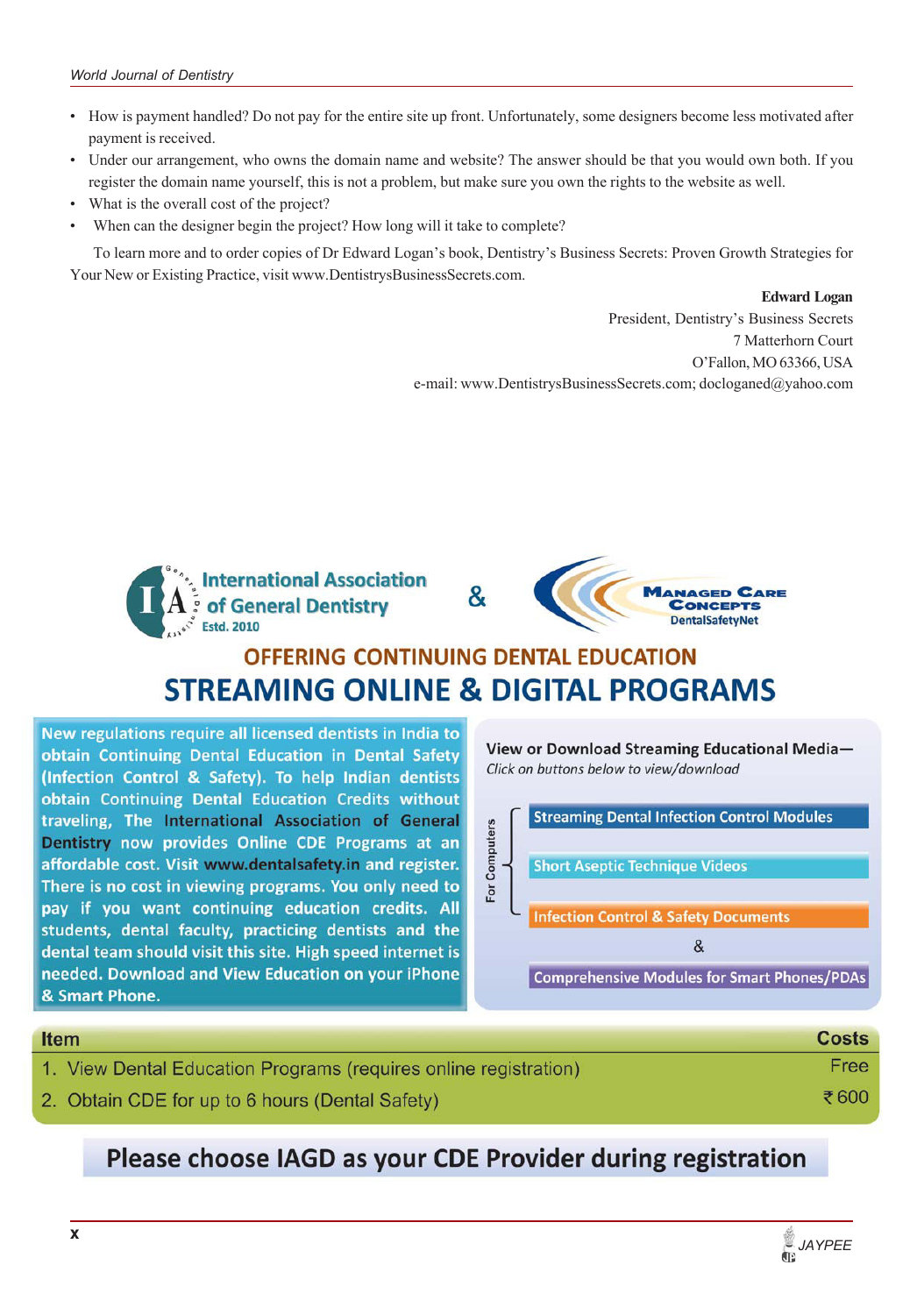- How is payment handled? Do not pay for the entire site up front. Unfortunately, some designers become less motivated after payment is received.
- Under our arrangement, who owns the domain name and website? The answer should be that you would own both. If you register the domain name yourself, this is not a problem, but make sure you own the rights to the website as well.
- What is the overall cost of the project?
- When can the designer begin the project? How long will it take to complete?

To learn more and to order copies of Dr Edward Logan's book, Dentistry's Business Secrets: Proven Growth Strategies for Your New or Existing Practice, visit www.DentistrysBusinessSecrets.com.

**Edward Logan**
President, Dentistry's Business Secrets
7 Matterhorn Court
O'Fallon, MO 63366, USA
e-mail: www.DentistrysBusinessSecrets.com; docloganed@yahoo.com

International Association of General Dentistry
Estd. 2010

&

Managed Care Concepts
DentalSafetyNet

## OFFERING CONTINUING DENTAL EDUCATION

# STREAMING ONLINE & DIGITAL PROGRAMS

New regulations require all licensed dentists in India to obtain Continuing Dental Education in Dental Safety (Infection Control & Safety). To help Indian dentists obtain Continuing Dental Education Credits without traveling, The International Association of General Dentistry now provides Online CDE Programs at an affordable cost. Visit www.dentalsafety.in and register. There is no cost in viewing programs. You only need to pay if you want continuing education credits. All students, dental faculty, practicing dentists and the dental team should visit this site. High speed internet is needed. Download and View Education on your iPhone & Smart Phone.

View or Download Streaming Educational Media—
*Click on buttons below to view/download*

For Computers
- Streaming Dental Infection Control Modules
- Short Aseptic Technique Videos
- Infection Control & Safety Documents

&

- Comprehensive Modules for Smart Phones/PDAs

| Item | Costs |
|---|---|
| 1. View Dental Education Programs (requires online registration) | Free |
| 2. Obtain CDE for up to 6 hours (Dental Safety) | ₹ 600 |

**Please choose IAGD as your CDE Provider during registration**